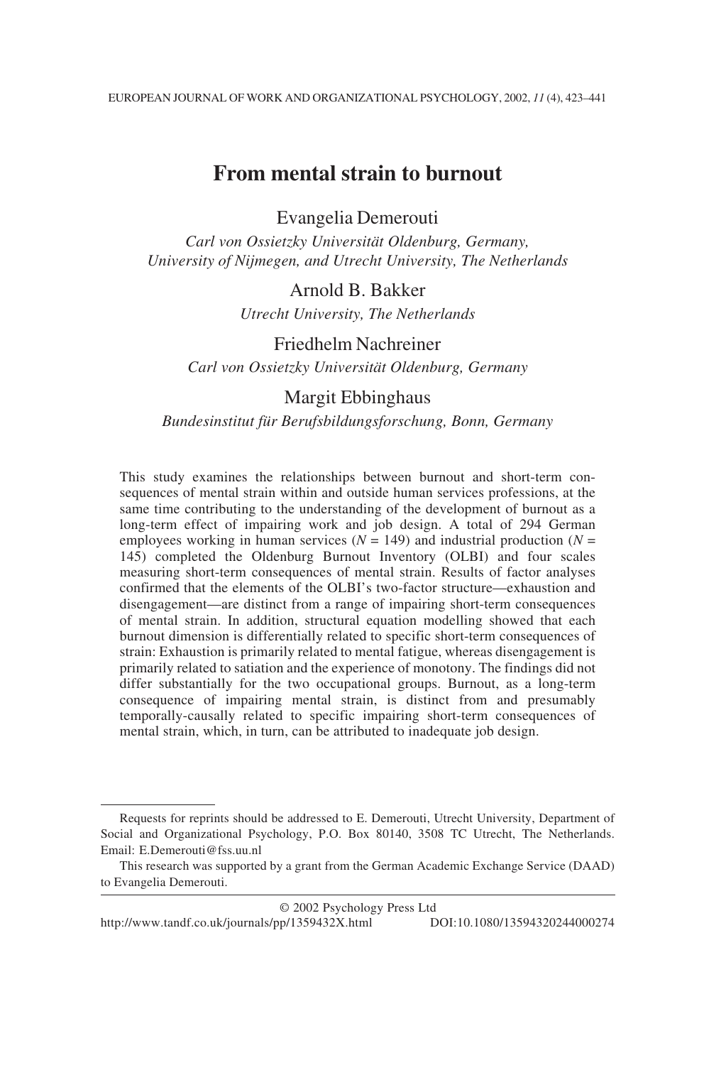# From mental strain to burnout

Evangelia Demerouti

*Carl von Ossietzky Universität Oldenburg, Germany, University of Nijmegen, and Utrecht University, The Netherlands*

Arnold B. Bakker

*Utrecht University, The Netherlands*

Friedhelm Nachreiner

*Carl von Ossietzky Universität Oldenburg, Germany*

Margit Ebbinghaus

*Bundesinstitut für Berufsbildungsforschung, Bonn, Germany*

This study examines the relationships between burnout and short-term consequences of mental strain within and outside human services professions, at the same time contributing to the understanding of the development of burnout as a long-term effect of impairing work and job design. A total of 294 German employees working in human services ($N = 149$) and industrial production ($N = 145$) completed the Oldenburg Burnout Inventory (OLBI) and four scales measuring short-term consequences of mental strain. Results of factor analyses confirmed that the elements of the OLBI's two-factor structure—exhaustion and disengagement—are distinct from a range of impairing short-term consequences of mental strain. In addition, structural equation modelling showed that each burnout dimension is differentially related to specific short-term consequences of strain: Exhaustion is primarily related to mental fatigue, whereas disengagement is primarily related to satiation and the experience of monotony. The findings did not differ substantially for the two occupational groups. Burnout, as a long-term consequence of impairing mental strain, is distinct from and presumably temporally-causally related to specific impairing short-term consequences of mental strain, which, in turn, can be attributed to inadequate job design.

Requests for reprints should be addressed to E. Demerouti, Utrecht University, Department of Social and Organizational Psychology, P.O. Box 80140, 3508 TC Utrecht, The Netherlands. Email: E.Demerouti@fss.uu.nl

This research was supported by a grant from the German Academic Exchange Service (DAAD) to Evangelia Demerouti.

© 2002 Psychology Press Ltd

http://www.tandf.co.uk/journals/pp/1359432X.html DOI:10.1080/13594320244000274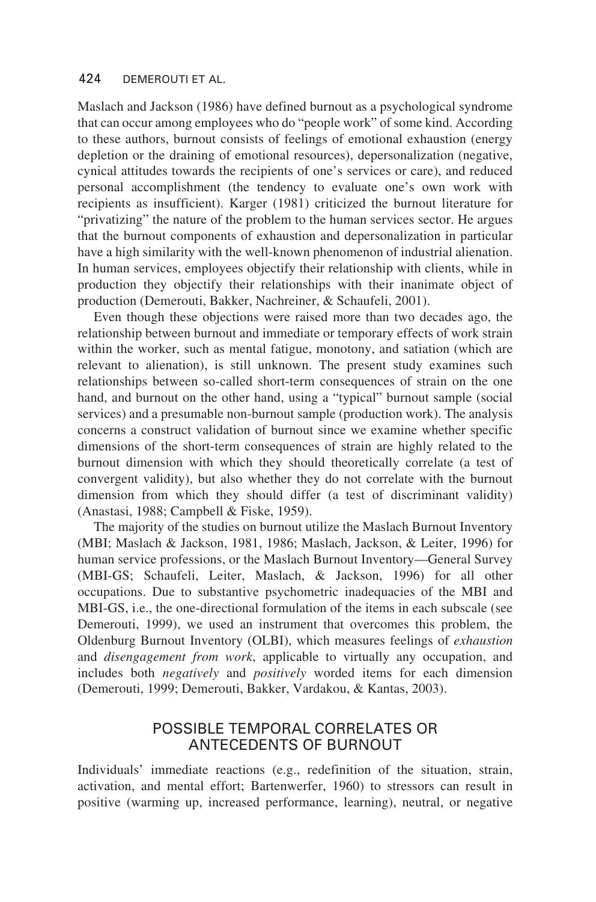Maslach and Jackson (1986) have defined burnout as a psychological syndrome that can occur among employees who do "people work" of some kind. According to these authors, burnout consists of feelings of emotional exhaustion (energy depletion or the draining of emotional resources), depersonalization (negative, cynical attitudes towards the recipients of one's services or care), and reduced personal accomplishment (the tendency to evaluate one's own work with recipients as insufficient). Karger (1981) criticized the burnout literature for "privatizing" the nature of the problem to the human services sector. He argues that the burnout components of exhaustion and depersonalization in particular have a high similarity with the well-known phenomenon of industrial alienation. In human services, employees objectify their relationship with clients, while in production they objectify their relationships with their inanimate object of production (Demerouti, Bakker, Nachreiner, & Schaufeli, 2001).

Even though these objections were raised more than two decades ago, the relationship between burnout and immediate or temporary effects of work strain within the worker, such as mental fatigue, monotony, and satiation (which are relevant to alienation), is still unknown. The present study examines such relationships between so-called short-term consequences of strain on the one hand, and burnout on the other hand, using a "typical" burnout sample (social services) and a presumable non-burnout sample (production work). The analysis concerns a construct validation of burnout since we examine whether specific dimensions of the short-term consequences of strain are highly related to the burnout dimension with which they should theoretically correlate (a test of convergent validity), but also whether they do not correlate with the burnout dimension from which they should differ (a test of discriminant validity) (Anastasi, 1988; Campbell & Fiske, 1959).

The majority of the studies on burnout utilize the Maslach Burnout Inventory (MBI; Maslach & Jackson, 1981, 1986; Maslach, Jackson, & Leiter, 1996) for human service professions, or the Maslach Burnout Inventory—General Survey (MBI-GS; Schaufeli, Leiter, Maslach, & Jackson, 1996) for all other occupations. Due to substantive psychometric inadequacies of the MBI and MBI-GS, i.e., the one-directional formulation of the items in each subscale (see Demerouti, 1999), we used an instrument that overcomes this problem, the Oldenburg Burnout Inventory (OLBI), which measures feelings of *exhaustion* and *disengagement from work*, applicable to virtually any occupation, and includes both *negatively* and *positively* worded items for each dimension (Demerouti, 1999; Demerouti, Bakker, Vardakou, & Kantas, 2003).

## POSSIBLE TEMPORAL CORRELATES OR ANTECEDENTS OF BURNOUT

Individuals' immediate reactions (e.g., redefinition of the situation, strain, activation, and mental effort; Bartenwerfer, 1960) to stressors can result in positive (warming up, increased performance, learning), neutral, or negative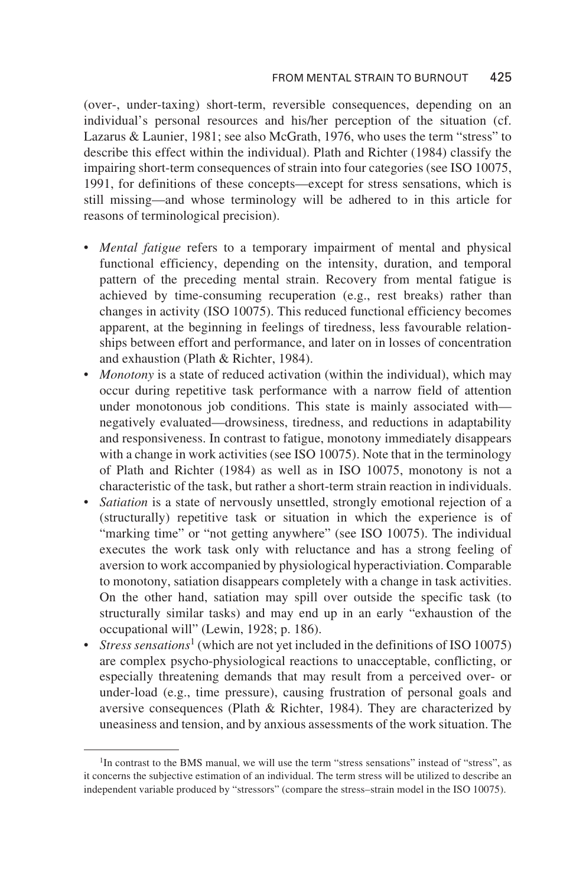(over-, under-taxing) short-term, reversible consequences, depending on an individual's personal resources and his/her perception of the situation (cf. Lazarus & Launier, 1981; see also McGrath, 1976, who uses the term "stress" to describe this effect within the individual). Plath and Richter (1984) classify the impairing short-term consequences of strain into four categories (see ISO 10075, 1991, for definitions of these concepts—except for stress sensations, which is still missing—and whose terminology will be adhered to in this article for reasons of terminological precision).

- *Mental fatigue* refers to a temporary impairment of mental and physical functional efficiency, depending on the intensity, duration, and temporal pattern of the preceding mental strain. Recovery from mental fatigue is achieved by time-consuming recuperation (e.g., rest breaks) rather than changes in activity (ISO 10075). This reduced functional efficiency becomes apparent, at the beginning in feelings of tiredness, less favourable relationships between effort and performance, and later on in losses of concentration and exhaustion (Plath & Richter, 1984).
- *Monotony* is a state of reduced activation (within the individual), which may occur during repetitive task performance with a narrow field of attention under monotonous job conditions. This state is mainly associated with—negatively evaluated—drowsiness, tiredness, and reductions in adaptability and responsiveness. In contrast to fatigue, monotony immediately disappears with a change in work activities (see ISO 10075). Note that in the terminology of Plath and Richter (1984) as well as in ISO 10075, monotony is not a characteristic of the task, but rather a short-term strain reaction in individuals.
- *Satiation* is a state of nervously unsettled, strongly emotional rejection of a (structurally) repetitive task or situation in which the experience is of "marking time" or "not getting anywhere" (see ISO 10075). The individual executes the work task only with reluctance and has a strong feeling of aversion to work accompanied by physiological hyperactiviation. Comparable to monotony, satiation disappears completely with a change in task activities. On the other hand, satiation may spill over outside the specific task (to structurally similar tasks) and may end up in an early "exhaustion of the occupational will" (Lewin, 1928; p. 186).
- *Stress sensations*[1] (which are not yet included in the definitions of ISO 10075) are complex psycho-physiological reactions to unacceptable, conflicting, or especially threatening demands that may result from a perceived over- or under-load (e.g., time pressure), causing frustration of personal goals and aversive consequences (Plath & Richter, 1984). They are characterized by uneasiness and tension, and by anxious assessments of the work situation. The

[1] In contrast to the BMS manual, we will use the term "stress sensations" instead of "stress", as it concerns the subjective estimation of an individual. The term stress will be utilized to describe an independent variable produced by "stressors" (compare the stress–strain model in the ISO 10075).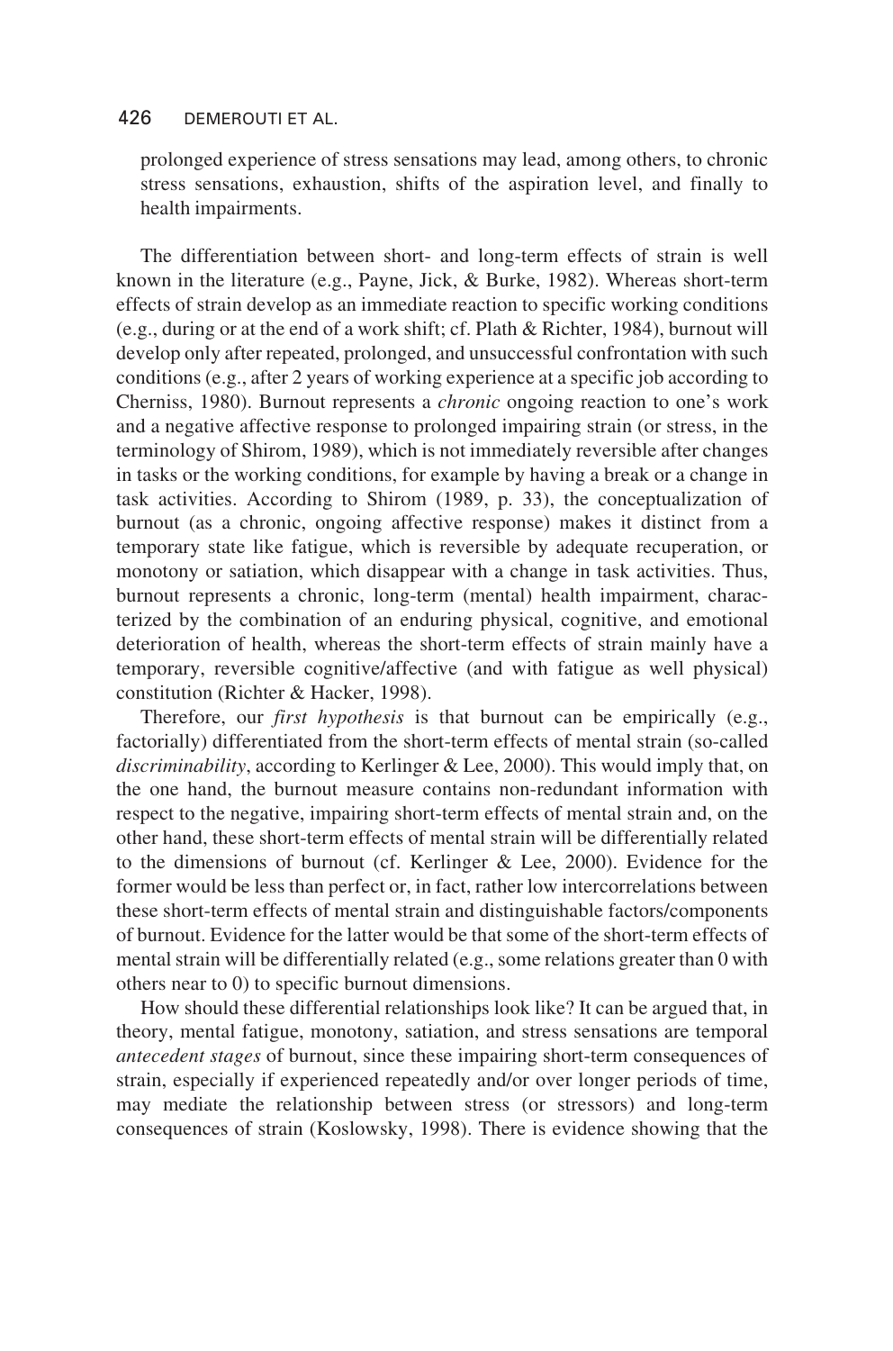prolonged experience of stress sensations may lead, among others, to chronic stress sensations, exhaustion, shifts of the aspiration level, and finally to health impairments.

The differentiation between short- and long-term effects of strain is well known in the literature (e.g., Payne, Jick, & Burke, 1982). Whereas short-term effects of strain develop as an immediate reaction to specific working conditions (e.g., during or at the end of a work shift; cf. Plath & Richter, 1984), burnout will develop only after repeated, prolonged, and unsuccessful confrontation with such conditions (e.g., after 2 years of working experience at a specific job according to Cherniss, 1980). Burnout represents a *chronic* ongoing reaction to one's work and a negative affective response to prolonged impairing strain (or stress, in the terminology of Shirom, 1989), which is not immediately reversible after changes in tasks or the working conditions, for example by having a break or a change in task activities. According to Shirom (1989, p. 33), the conceptualization of burnout (as a chronic, ongoing affective response) makes it distinct from a temporary state like fatigue, which is reversible by adequate recuperation, or monotony or satiation, which disappear with a change in task activities. Thus, burnout represents a chronic, long-term (mental) health impairment, characterized by the combination of an enduring physical, cognitive, and emotional deterioration of health, whereas the short-term effects of strain mainly have a temporary, reversible cognitive/affective (and with fatigue as well physical) constitution (Richter & Hacker, 1998).

Therefore, our *first hypothesis* is that burnout can be empirically (e.g., factorially) differentiated from the short-term effects of mental strain (so-called *discriminability*, according to Kerlinger & Lee, 2000). This would imply that, on the one hand, the burnout measure contains non-redundant information with respect to the negative, impairing short-term effects of mental strain and, on the other hand, these short-term effects of mental strain will be differentially related to the dimensions of burnout (cf. Kerlinger & Lee, 2000). Evidence for the former would be less than perfect or, in fact, rather low intercorrelations between these short-term effects of mental strain and distinguishable factors/components of burnout. Evidence for the latter would be that some of the short-term effects of mental strain will be differentially related (e.g., some relations greater than 0 with others near to 0) to specific burnout dimensions.

How should these differential relationships look like? It can be argued that, in theory, mental fatigue, monotony, satiation, and stress sensations are temporal *antecedent stages* of burnout, since these impairing short-term consequences of strain, especially if experienced repeatedly and/or over longer periods of time, may mediate the relationship between stress (or stressors) and long-term consequences of strain (Koslowsky, 1998). There is evidence showing that the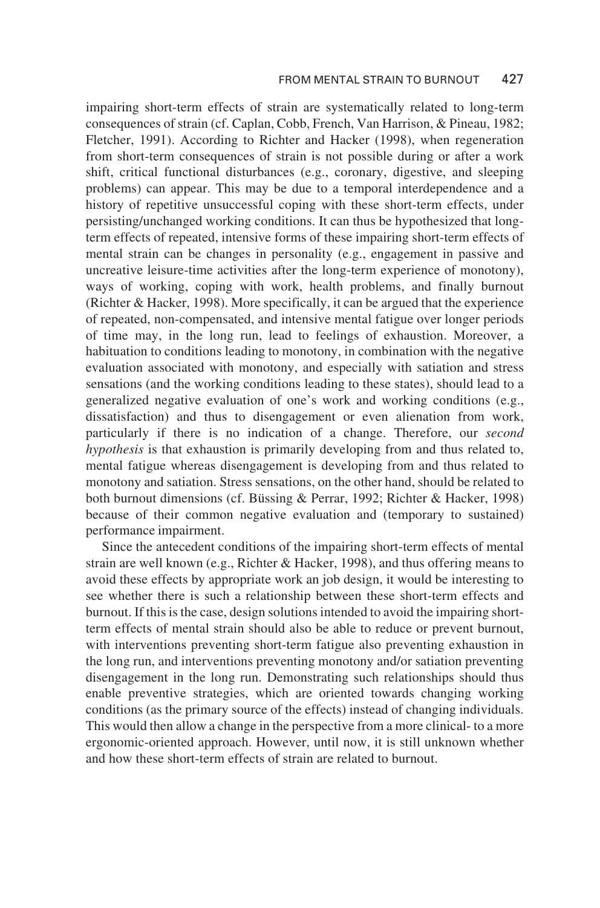impairing short-term effects of strain are systematically related to long-term consequences of strain (cf. Caplan, Cobb, French, Van Harrison, & Pineau, 1982; Fletcher, 1991). According to Richter and Hacker (1998), when regeneration from short-term consequences of strain is not possible during or after a work shift, critical functional disturbances (e.g., coronary, digestive, and sleeping problems) can appear. This may be due to a temporal interdependence and a history of repetitive unsuccessful coping with these short-term effects, under persisting/unchanged working conditions. It can thus be hypothesized that long-term effects of repeated, intensive forms of these impairing short-term effects of mental strain can be changes in personality (e.g., engagement in passive and uncreative leisure-time activities after the long-term experience of monotony), ways of working, coping with work, health problems, and finally burnout (Richter & Hacker, 1998). More specifically, it can be argued that the experience of repeated, non-compensated, and intensive mental fatigue over longer periods of time may, in the long run, lead to feelings of exhaustion. Moreover, a habituation to conditions leading to monotony, in combination with the negative evaluation associated with monotony, and especially with satiation and stress sensations (and the working conditions leading to these states), should lead to a generalized negative evaluation of one's work and working conditions (e.g., dissatisfaction) and thus to disengagement or even alienation from work, particularly if there is no indication of a change. Therefore, our *second hypothesis* is that exhaustion is primarily developing from and thus related to, mental fatigue whereas disengagement is developing from and thus related to monotony and satiation. Stress sensations, on the other hand, should be related to both burnout dimensions (cf. Büssing & Perrar, 1992; Richter & Hacker, 1998) because of their common negative evaluation and (temporary to sustained) performance impairment.

Since the antecedent conditions of the impairing short-term effects of mental strain are well known (e.g., Richter & Hacker, 1998), and thus offering means to avoid these effects by appropriate work an job design, it would be interesting to see whether there is such a relationship between these short-term effects and burnout. If this is the case, design solutions intended to avoid the impairing short-term effects of mental strain should also be able to reduce or prevent burnout, with interventions preventing short-term fatigue also preventing exhaustion in the long run, and interventions preventing monotony and/or satiation preventing disengagement in the long run. Demonstrating such relationships should thus enable preventive strategies, which are oriented towards changing working conditions (as the primary source of the effects) instead of changing individuals. This would then allow a change in the perspective from a more clinical- to a more ergonomic-oriented approach. However, until now, it is still unknown whether and how these short-term effects of strain are related to burnout.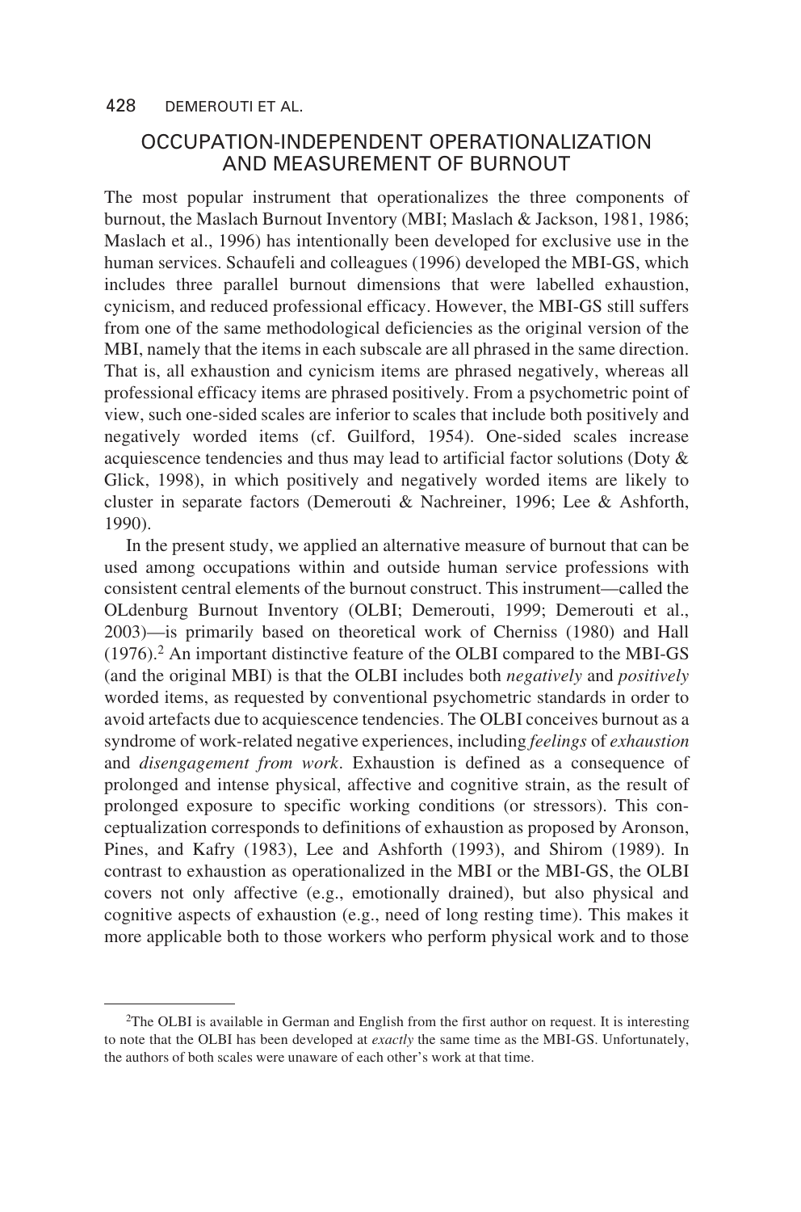## OCCUPATION-INDEPENDENT OPERATIONALIZATION AND MEASUREMENT OF BURNOUT

The most popular instrument that operationalizes the three components of burnout, the Maslach Burnout Inventory (MBI; Maslach & Jackson, 1981, 1986; Maslach et al., 1996) has intentionally been developed for exclusive use in the human services. Schaufeli and colleagues (1996) developed the MBI-GS, which includes three parallel burnout dimensions that were labelled exhaustion, cynicism, and reduced professional efficacy. However, the MBI-GS still suffers from one of the same methodological deficiencies as the original version of the MBI, namely that the items in each subscale are all phrased in the same direction. That is, all exhaustion and cynicism items are phrased negatively, whereas all professional efficacy items are phrased positively. From a psychometric point of view, such one-sided scales are inferior to scales that include both positively and negatively worded items (cf. Guilford, 1954). One-sided scales increase acquiescence tendencies and thus may lead to artificial factor solutions (Doty & Glick, 1998), in which positively and negatively worded items are likely to cluster in separate factors (Demerouti & Nachreiner, 1996; Lee & Ashforth, 1990).

In the present study, we applied an alternative measure of burnout that can be used among occupations within and outside human service professions with consistent central elements of the burnout construct. This instrument—called the OLdenburg Burnout Inventory (OLBI; Demerouti, 1999; Demerouti et al., 2003)—is primarily based on theoretical work of Cherniss (1980) and Hall (1976).[2] An important distinctive feature of the OLBI compared to the MBI-GS (and the original MBI) is that the OLBI includes both *negatively* and *positively* worded items, as requested by conventional psychometric standards in order to avoid artefacts due to acquiescence tendencies. The OLBI conceives burnout as a syndrome of work-related negative experiences, including *feelings* of *exhaustion* and *disengagement from work*. Exhaustion is defined as a consequence of prolonged and intense physical, affective and cognitive strain, as the result of prolonged exposure to specific working conditions (or stressors). This conceptualization corresponds to definitions of exhaustion as proposed by Aronson, Pines, and Kafry (1983), Lee and Ashforth (1993), and Shirom (1989). In contrast to exhaustion as operationalized in the MBI or the MBI-GS, the OLBI covers not only affective (e.g., emotionally drained), but also physical and cognitive aspects of exhaustion (e.g., need of long resting time). This makes it more applicable both to those workers who perform physical work and to those

[2]The OLBI is available in German and English from the first author on request. It is interesting to note that the OLBI has been developed at *exactly* the same time as the MBI-GS. Unfortunately, the authors of both scales were unaware of each other's work at that time.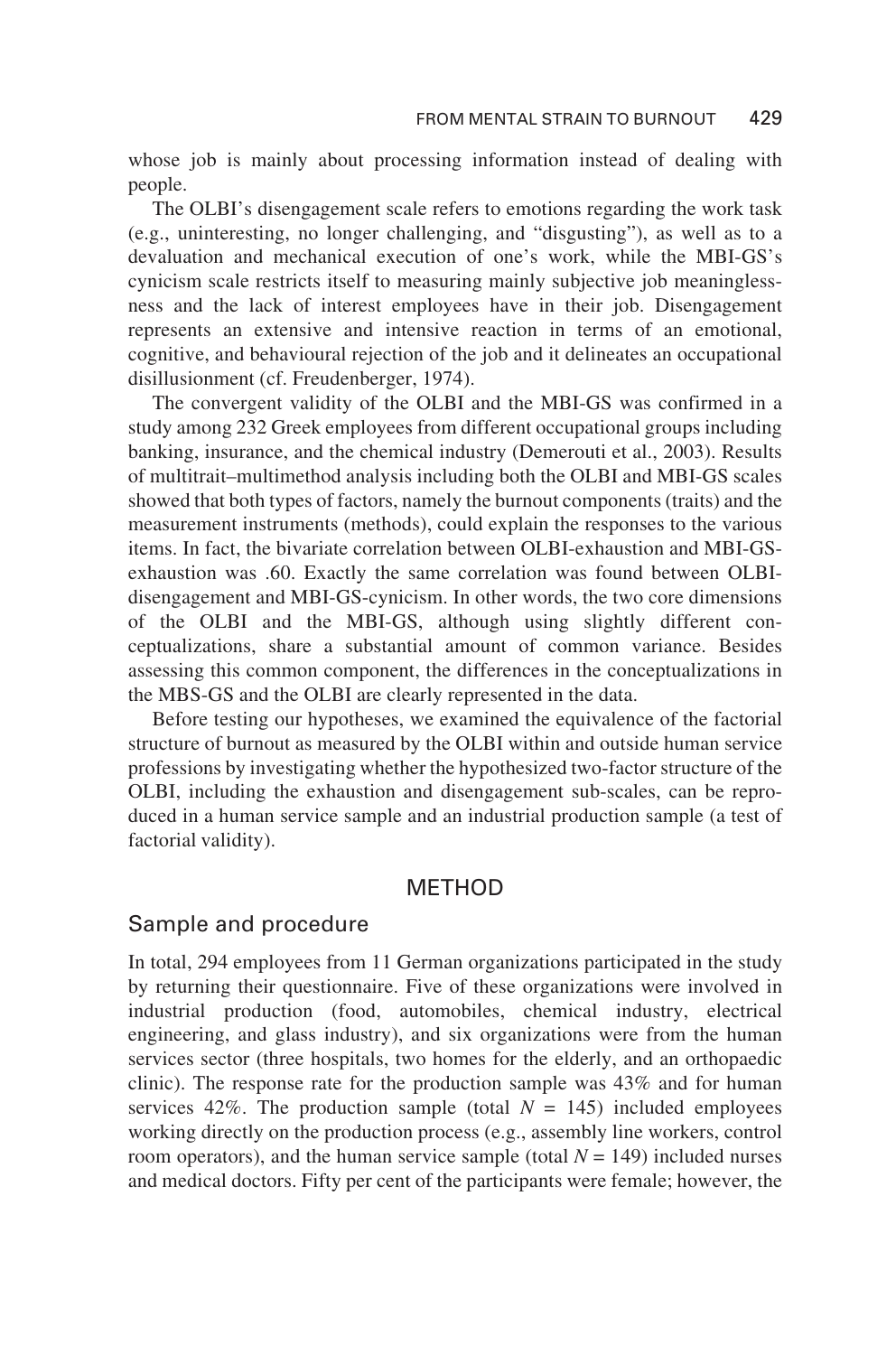whose job is mainly about processing information instead of dealing with people.

The OLBI's disengagement scale refers to emotions regarding the work task (e.g., uninteresting, no longer challenging, and "disgusting"), as well as to a devaluation and mechanical execution of one's work, while the MBI-GS's cynicism scale restricts itself to measuring mainly subjective job meaninglessness and the lack of interest employees have in their job. Disengagement represents an extensive and intensive reaction in terms of an emotional, cognitive, and behavioural rejection of the job and it delineates an occupational disillusionment (cf. Freudenberger, 1974).

The convergent validity of the OLBI and the MBI-GS was confirmed in a study among 232 Greek employees from different occupational groups including banking, insurance, and the chemical industry (Demerouti et al., 2003). Results of multitrait–multimethod analysis including both the OLBI and MBI-GS scales showed that both types of factors, namely the burnout components (traits) and the measurement instruments (methods), could explain the responses to the various items. In fact, the bivariate correlation between OLBI-exhaustion and MBI-GS-exhaustion was .60. Exactly the same correlation was found between OLBI-disengagement and MBI-GS-cynicism. In other words, the two core dimensions of the OLBI and the MBI-GS, although using slightly different conceptualizations, share a substantial amount of common variance. Besides assessing this common component, the differences in the conceptualizations in the MBS-GS and the OLBI are clearly represented in the data.

Before testing our hypotheses, we examined the equivalence of the factorial structure of burnout as measured by the OLBI within and outside human service professions by investigating whether the hypothesized two-factor structure of the OLBI, including the exhaustion and disengagement sub-scales, can be reproduced in a human service sample and an industrial production sample (a test of factorial validity).

## METHOD

### Sample and procedure

In total, 294 employees from 11 German organizations participated in the study by returning their questionnaire. Five of these organizations were involved in industrial production (food, automobiles, chemical industry, electrical engineering, and glass industry), and six organizations were from the human services sector (three hospitals, two homes for the elderly, and an orthopaedic clinic). The response rate for the production sample was 43% and for human services 42%. The production sample (total $N = 145$) included employees working directly on the production process (e.g., assembly line workers, control room operators), and the human service sample (total $N = 149$) included nurses and medical doctors. Fifty per cent of the participants were female; however, the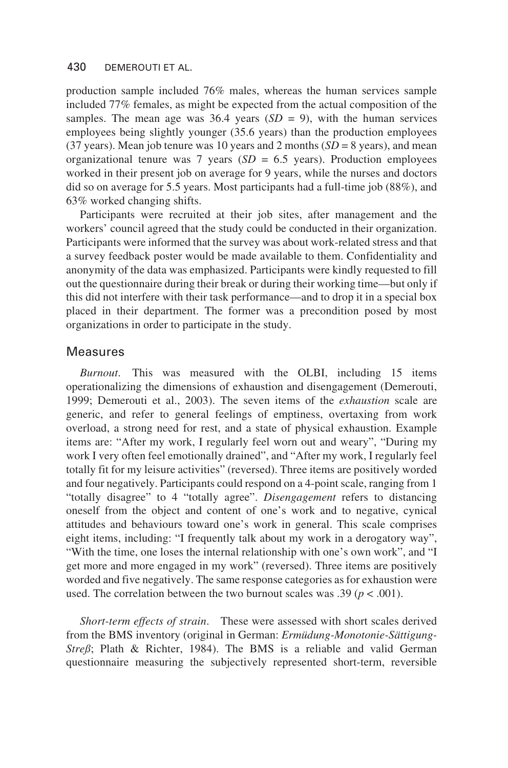production sample included 76% males, whereas the human services sample included 77% females, as might be expected from the actual composition of the samples. The mean age was 36.4 years ($SD = 9$), with the human services employees being slightly younger (35.6 years) than the production employees (37 years). Mean job tenure was 10 years and 2 months ($SD = 8$ years), and mean organizational tenure was 7 years ($SD = 6.5$ years). Production employees worked in their present job on average for 9 years, while the nurses and doctors did so on average for 5.5 years. Most participants had a full-time job (88%), and 63% worked changing shifts.

Participants were recruited at their job sites, after management and the workers' council agreed that the study could be conducted in their organization. Participants were informed that the survey was about work-related stress and that a survey feedback poster would be made available to them. Confidentiality and anonymity of the data was emphasized. Participants were kindly requested to fill out the questionnaire during their break or during their working time—but only if this did not interfere with their task performance—and to drop it in a special box placed in their department. The former was a precondition posed by most organizations in order to participate in the study.

## Measures

*Burnout*. This was measured with the OLBI, including 15 items operationalizing the dimensions of exhaustion and disengagement (Demerouti, 1999; Demerouti et al., 2003). The seven items of the *exhaustion* scale are generic, and refer to general feelings of emptiness, overtaxing from work overload, a strong need for rest, and a state of physical exhaustion. Example items are: "After my work, I regularly feel worn out and weary", "During my work I very often feel emotionally drained", and "After my work, I regularly feel totally fit for my leisure activities" (reversed). Three items are positively worded and four negatively. Participants could respond on a 4-point scale, ranging from 1 "totally disagree" to 4 "totally agree". *Disengagement* refers to distancing oneself from the object and content of one's work and to negative, cynical attitudes and behaviours toward one's work in general. This scale comprises eight items, including: "I frequently talk about my work in a derogatory way", "With the time, one loses the internal relationship with one's own work", and "I get more and more engaged in my work" (reversed). Three items are positively worded and five negatively. The same response categories as for exhaustion were used. The correlation between the two burnout scales was .39 ($p < .001$).

*Short-term effects of strain*. These were assessed with short scales derived from the BMS inventory (original in German: *Ermüdung-Monotonie-Sättigung-Streß*; Plath & Richter, 1984). The BMS is a reliable and valid German questionnaire measuring the subjectively represented short-term, reversible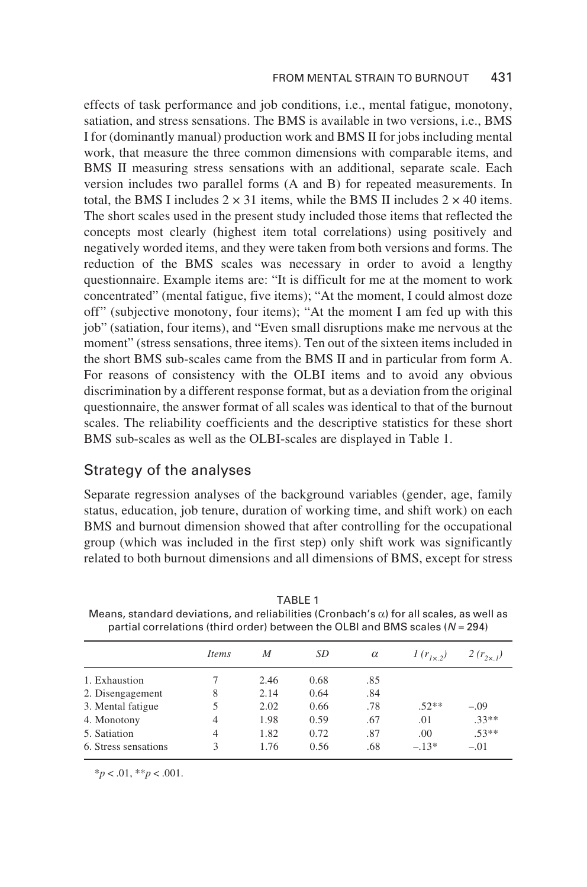effects of task performance and job conditions, i.e., mental fatigue, monotony, satiation, and stress sensations. The BMS is available in two versions, i.e., BMS I for (dominantly manual) production work and BMS II for jobs including mental work, that measure the three common dimensions with comparable items, and BMS II measuring stress sensations with an additional, separate scale. Each version includes two parallel forms (A and B) for repeated measurements. In total, the BMS I includes $2 \times 31$ items, while the BMS II includes $2 \times 40$ items. The short scales used in the present study included those items that reflected the concepts most clearly (highest item total correlations) using positively and negatively worded items, and they were taken from both versions and forms. The reduction of the BMS scales was necessary in order to avoid a lengthy questionnaire. Example items are: "It is difficult for me at the moment to work concentrated" (mental fatigue, five items); "At the moment, I could almost doze off" (subjective monotony, four items); "At the moment I am fed up with this job" (satiation, four items), and "Even small disruptions make me nervous at the moment" (stress sensations, three items). Ten out of the sixteen items included in the short BMS sub-scales came from the BMS II and in particular from form A. For reasons of consistency with the OLBI items and to avoid any obvious discrimination by a different response format, but as a deviation from the original questionnaire, the answer format of all scales was identical to that of the burnout scales. The reliability coefficients and the descriptive statistics for these short BMS sub-scales as well as the OLBI-scales are displayed in Table 1.

## Strategy of the analyses

Separate regression analyses of the background variables (gender, age, family status, education, job tenure, duration of working time, and shift work) on each BMS and burnout dimension showed that after controlling for the occupational group (which was included in the first step) only shift work was significantly related to both burnout dimensions and all dimensions of BMS, except for stress

TABLE 1
Means, standard deviations, and reliabilities (Cronbach's $\alpha$) for all scales, as well as partial correlations (third order) between the OLBI and BMS scales ($N = 294$)

| | *Items* | *M* | *SD* | $\alpha$ | *1* ($r_{1 \times .2}$) | *2* ($r_{2 \times .1}$) |
|---|---|---|---|---|---|---|
| 1. Exhaustion | 7 | 2.46 | 0.68 | .85 | | |
| 2. Disengagement | 8 | 2.14 | 0.64 | .84 | | |
| 3. Mental fatigue | 5 | 2.02 | 0.66 | .78 | .52** | –.09 |
| 4. Monotony | 4 | 1.98 | 0.59 | .67 | .01 | .33** |
| 5. Satiation | 4 | 1.82 | 0.72 | .87 | .00 | .53** |
| 6. Stress sensations | 3 | 1.76 | 0.56 | .68 | –.13* | –.01 |

*$p < .01$, **$p < .001$.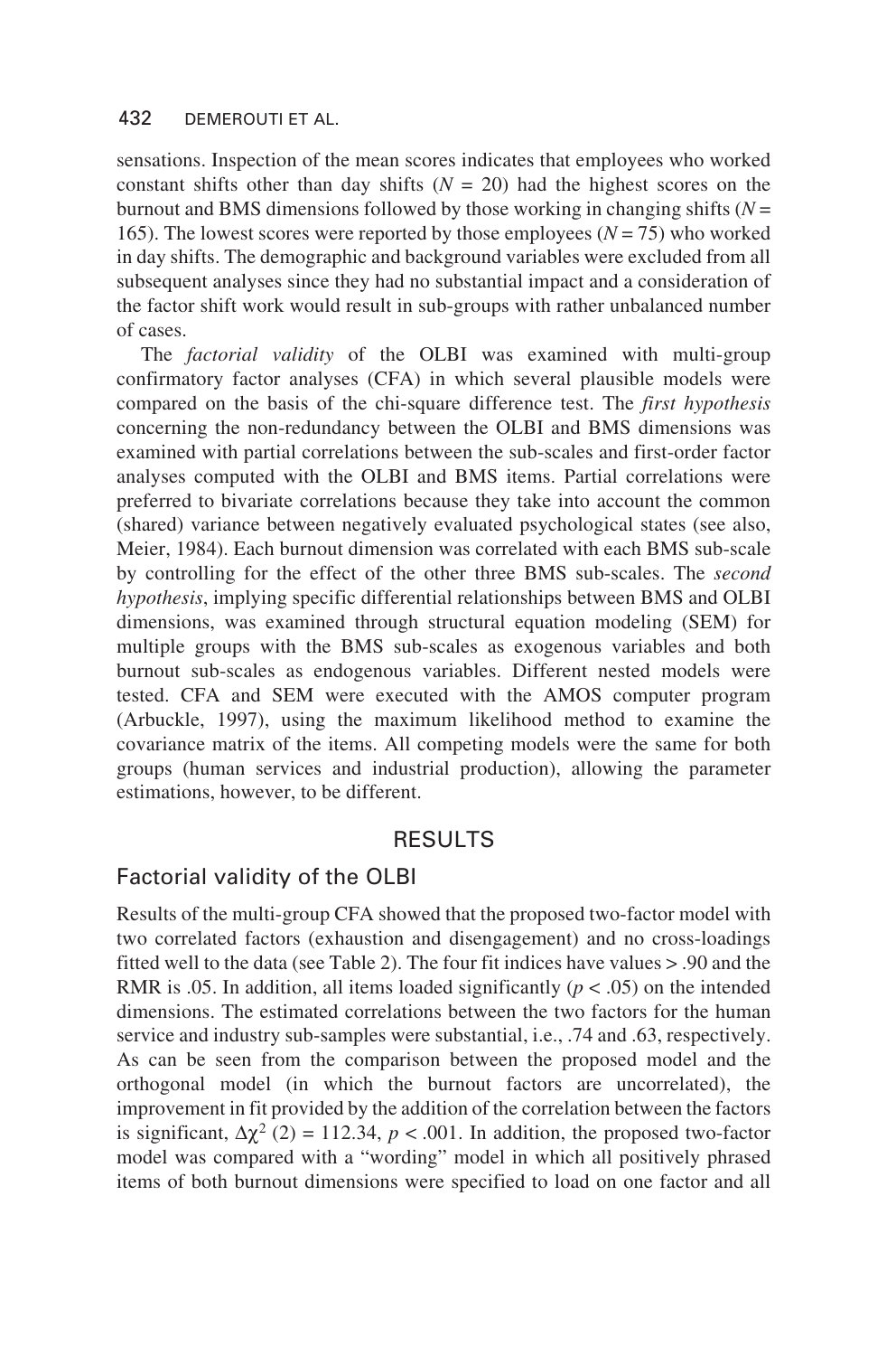sensations. Inspection of the mean scores indicates that employees who worked constant shifts other than day shifts ($N = 20$) had the highest scores on the burnout and BMS dimensions followed by those working in changing shifts ($N = 165$). The lowest scores were reported by those employees ($N = 75$) who worked in day shifts. The demographic and background variables were excluded from all subsequent analyses since they had no substantial impact and a consideration of the factor shift work would result in sub-groups with rather unbalanced number of cases.

The *factorial validity* of the OLBI was examined with multi-group confirmatory factor analyses (CFA) in which several plausible models were compared on the basis of the chi-square difference test. The *first hypothesis* concerning the non-redundancy between the OLBI and BMS dimensions was examined with partial correlations between the sub-scales and first-order factor analyses computed with the OLBI and BMS items. Partial correlations were preferred to bivariate correlations because they take into account the common (shared) variance between negatively evaluated psychological states (see also, Meier, 1984). Each burnout dimension was correlated with each BMS sub-scale by controlling for the effect of the other three BMS sub-scales. The *second hypothesis*, implying specific differential relationships between BMS and OLBI dimensions, was examined through structural equation modeling (SEM) for multiple groups with the BMS sub-scales as exogenous variables and both burnout sub-scales as endogenous variables. Different nested models were tested. CFA and SEM were executed with the AMOS computer program (Arbuckle, 1997), using the maximum likelihood method to examine the covariance matrix of the items. All competing models were the same for both groups (human services and industrial production), allowing the parameter estimations, however, to be different.

## RESULTS

### Factorial validity of the OLBI

Results of the multi-group CFA showed that the proposed two-factor model with two correlated factors (exhaustion and disengagement) and no cross-loadings fitted well to the data (see Table 2). The four fit indices have values > .90 and the RMR is .05. In addition, all items loaded significantly ($p < .05$) on the intended dimensions. The estimated correlations between the two factors for the human service and industry sub-samples were substantial, i.e., .74 and .63, respectively. As can be seen from the comparison between the proposed model and the orthogonal model (in which the burnout factors are uncorrelated), the improvement in fit provided by the addition of the correlation between the factors is significant, $\Delta\chi^2$ (2) = 112.34, $p < .001$. In addition, the proposed two-factor model was compared with a "wording" model in which all positively phrased items of both burnout dimensions were specified to load on one factor and all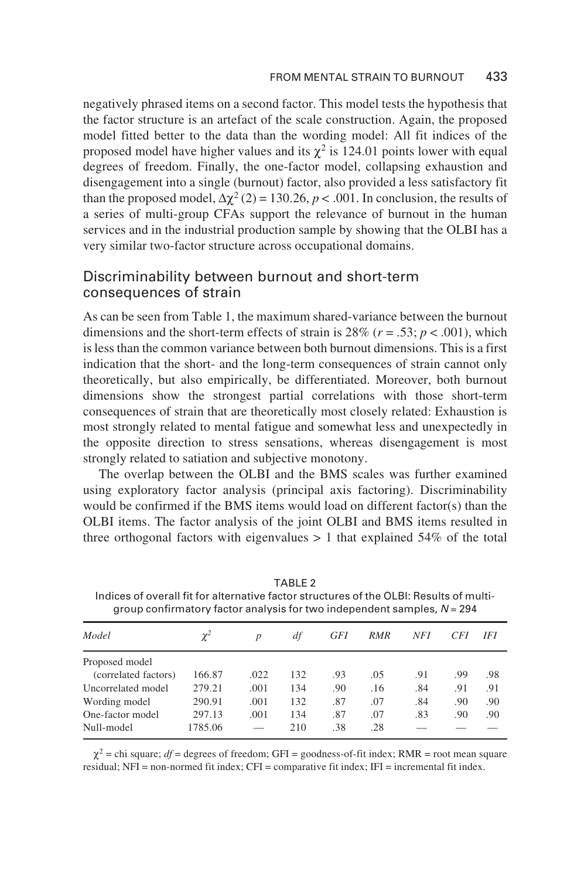negatively phrased items on a second factor. This model tests the hypothesis that the factor structure is an artefact of the scale construction. Again, the proposed model fitted better to the data than the wording model: All fit indices of the proposed model have higher values and its $\chi^2$ is 124.01 points lower with equal degrees of freedom. Finally, the one-factor model, collapsing exhaustion and disengagement into a single (burnout) factor, also provided a less satisfactory fit than the proposed model, $\Delta\chi^2\,(2) = 130.26$, $p < .001$. In conclusion, the results of a series of multi-group CFAs support the relevance of burnout in the human services and in the industrial production sample by showing that the OLBI has a very similar two-factor structure across occupational domains.

## Discriminability between burnout and short-term consequences of strain

As can be seen from Table 1, the maximum shared-variance between the burnout dimensions and the short-term effects of strain is 28% ($r = .53$; $p < .001$), which is less than the common variance between both burnout dimensions. This is a first indication that the short- and the long-term consequences of strain cannot only theoretically, but also empirically, be differentiated. Moreover, both burnout dimensions show the strongest partial correlations with those short-term consequences of strain that are theoretically most closely related: Exhaustion is most strongly related to mental fatigue and somewhat less and unexpectedly in the opposite direction to stress sensations, whereas disengagement is most strongly related to satiation and subjective monotony.

The overlap between the OLBI and the BMS scales was further examined using exploratory factor analysis (principal axis factoring). Discriminability would be confirmed if the BMS items would load on different factor(s) than the OLBI items. The factor analysis of the joint OLBI and BMS items resulted in three orthogonal factors with eigenvalues > 1 that explained 54% of the total

TABLE 2

Indices of overall fit for alternative factor structures of the OLBI: Results of multi-group confirmatory factor analysis for two independent samples, $N = 294$

| *Model* | $\chi^2$ | *p* | *df* | *GFI* | *RMR* | *NFI* | *CFI* | *IFI* |
|---|---|---|---|---|---|---|---|---|
| Proposed model (correlated factors) | 166.87 | .022 | 132 | .93 | .05 | .91 | .99 | .98 |
| Uncorrelated model | 279.21 | .001 | 134 | .90 | .16 | .84 | .91 | .91 |
| Wording model | 290.91 | .001 | 132 | .87 | .07 | .84 | .90 | .90 |
| One-factor model | 297.13 | .001 | 134 | .87 | .07 | .83 | .90 | .90 |
| Null-model | 1785.06 | — | 210 | .38 | .28 | — | — | — |

$\chi^2$ = chi square; *df* = degrees of freedom; GFI = goodness-of-fit index; RMR = root mean square residual; NFI = non-normed fit index; CFI = comparative fit index; IFI = incremental fit index.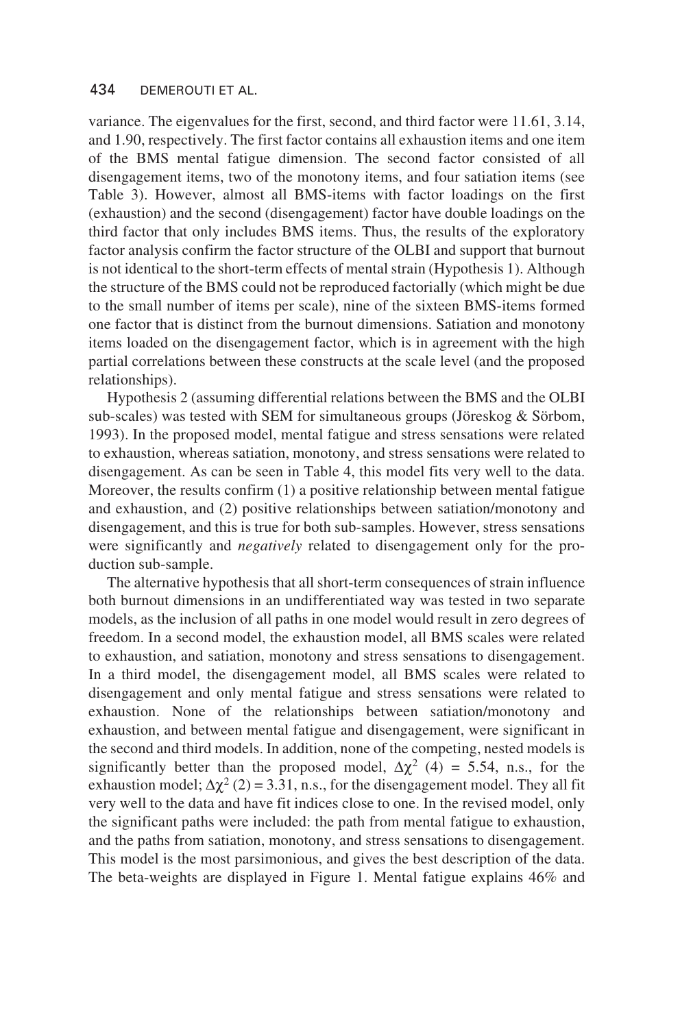variance. The eigenvalues for the first, second, and third factor were 11.61, 3.14, and 1.90, respectively. The first factor contains all exhaustion items and one item of the BMS mental fatigue dimension. The second factor consisted of all disengagement items, two of the monotony items, and four satiation items (see Table 3). However, almost all BMS-items with factor loadings on the first (exhaustion) and the second (disengagement) factor have double loadings on the third factor that only includes BMS items. Thus, the results of the exploratory factor analysis confirm the factor structure of the OLBI and support that burnout is not identical to the short-term effects of mental strain (Hypothesis 1). Although the structure of the BMS could not be reproduced factorially (which might be due to the small number of items per scale), nine of the sixteen BMS-items formed one factor that is distinct from the burnout dimensions. Satiation and monotony items loaded on the disengagement factor, which is in agreement with the high partial correlations between these constructs at the scale level (and the proposed relationships).

Hypothesis 2 (assuming differential relations between the BMS and the OLBI sub-scales) was tested with SEM for simultaneous groups (Jöreskog & Sörbom, 1993). In the proposed model, mental fatigue and stress sensations were related to exhaustion, whereas satiation, monotony, and stress sensations were related to disengagement. As can be seen in Table 4, this model fits very well to the data. Moreover, the results confirm (1) a positive relationship between mental fatigue and exhaustion, and (2) positive relationships between satiation/monotony and disengagement, and this is true for both sub-samples. However, stress sensations were significantly and *negatively* related to disengagement only for the production sub-sample.

The alternative hypothesis that all short-term consequences of strain influence both burnout dimensions in an undifferentiated way was tested in two separate models, as the inclusion of all paths in one model would result in zero degrees of freedom. In a second model, the exhaustion model, all BMS scales were related to exhaustion, and satiation, monotony and stress sensations to disengagement. In a third model, the disengagement model, all BMS scales were related to disengagement and only mental fatigue and stress sensations were related to exhaustion. None of the relationships between satiation/monotony and exhaustion, and between mental fatigue and disengagement, were significant in the second and third models. In addition, none of the competing, nested models is significantly better than the proposed model, $\Delta\chi^2$ (4) = 5.54, n.s., for the exhaustion model; $\Delta\chi^2$ (2) = 3.31, n.s., for the disengagement model. They all fit very well to the data and have fit indices close to one. In the revised model, only the significant paths were included: the path from mental fatigue to exhaustion, and the paths from satiation, monotony, and stress sensations to disengagement. This model is the most parsimonious, and gives the best description of the data. The beta-weights are displayed in Figure 1. Mental fatigue explains 46% and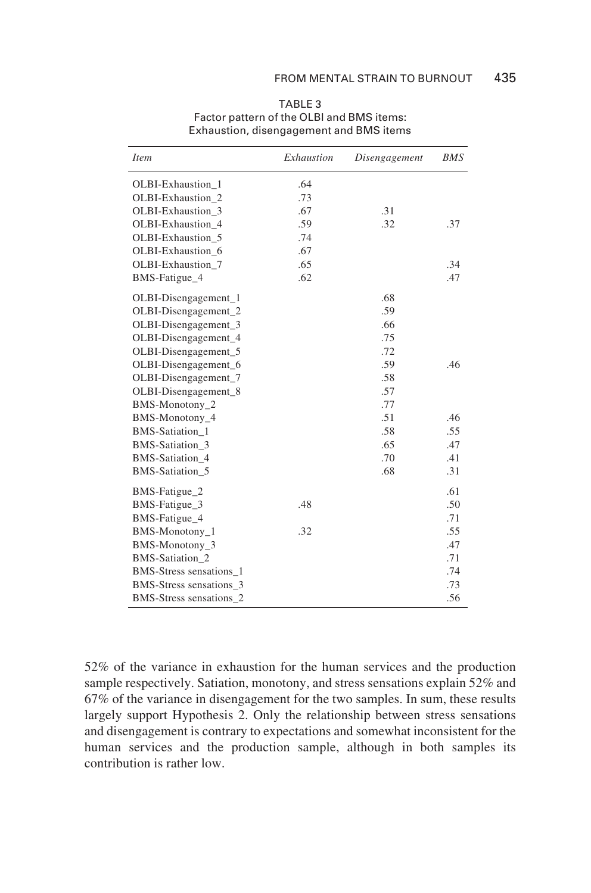TABLE 3
Factor pattern of the OLBI and BMS items: Exhaustion, disengagement and BMS items

| *Item* | *Exhaustion* | *Disengagement* | *BMS* |
|---|---|---|---|
| OLBI-Exhaustion_1 | .64 | | |
| OLBI-Exhaustion_2 | .73 | | |
| OLBI-Exhaustion_3 | .67 | .31 | |
| OLBI-Exhaustion_4 | .59 | .32 | .37 |
| OLBI-Exhaustion_5 | .74 | | |
| OLBI-Exhaustion_6 | .67 | | |
| OLBI-Exhaustion_7 | .65 | | .34 |
| BMS-Fatigue_4 | .62 | | .47 |
| OLBI-Disengagement_1 | | .68 | |
| OLBI-Disengagement_2 | | .59 | |
| OLBI-Disengagement_3 | | .66 | |
| OLBI-Disengagement_4 | | .75 | |
| OLBI-Disengagement_5 | | .72 | |
| OLBI-Disengagement_6 | | .59 | .46 |
| OLBI-Disengagement_7 | | .58 | |
| OLBI-Disengagement_8 | | .57 | |
| BMS-Monotony_2 | | .77 | |
| BMS-Monotony_4 | | .51 | .46 |
| BMS-Satiation_1 | | .58 | .55 |
| BMS-Satiation_3 | | .65 | .47 |
| BMS-Satiation_4 | | .70 | .41 |
| BMS-Satiation_5 | | .68 | .31 |
| BMS-Fatigue_2 | | | .61 |
| BMS-Fatigue_3 | .48 | | .50 |
| BMS-Fatigue_4 | | | .71 |
| BMS-Monotony_1 | .32 | | .55 |
| BMS-Monotony_3 | | | .47 |
| BMS-Satiation_2 | | | .71 |
| BMS-Stress sensations_1 | | | .74 |
| BMS-Stress sensations_3 | | | .73 |
| BMS-Stress sensations_2 | | | .56 |

52% of the variance in exhaustion for the human services and the production sample respectively. Satiation, monotony, and stress sensations explain 52% and 67% of the variance in disengagement for the two samples. In sum, these results largely support Hypothesis 2. Only the relationship between stress sensations and disengagement is contrary to expectations and somewhat inconsistent for the human services and the production sample, although in both samples its contribution is rather low.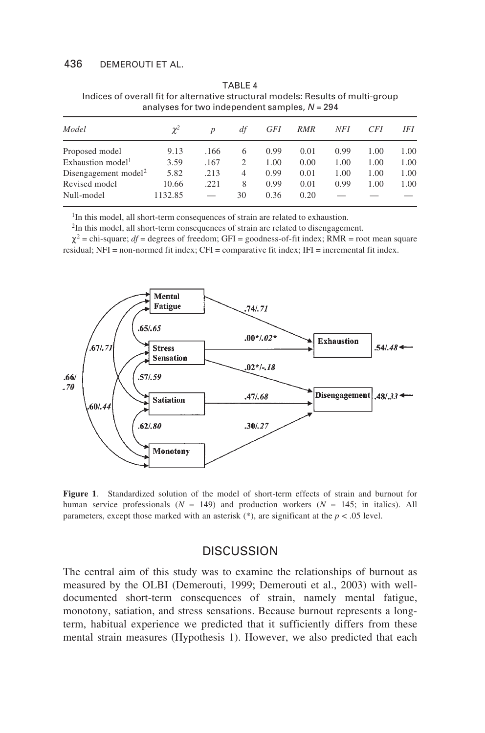TABLE 4
Indices of overall fit for alternative structural models: Results of multi-group analyses for two independent samples, $N = 294$

| *Model* | $\chi^2$ | *p* | *df* | *GFI* | *RMR* | *NFI* | *CFI* | *IFI* |
|---|---|---|---|---|---|---|---|---|
| Proposed model | 9.13 | .166 | 6 | 0.99 | 0.01 | 0.99 | 1.00 | 1.00 |
| Exhaustion model[1] | 3.59 | .167 | 2 | 1.00 | 0.00 | 1.00 | 1.00 | 1.00 |
| Disengagement model[2] | 5.82 | .213 | 4 | 0.99 | 0.01 | 1.00 | 1.00 | 1.00 |
| Revised model | 10.66 | .221 | 8 | 0.99 | 0.01 | 0.99 | 1.00 | 1.00 |
| Null-model | 1132.85 | — | 30 | 0.36 | 0.20 | — | — | — |

[1]In this model, all short-term consequences of strain are related to exhaustion.

[2]In this model, all short-term consequences of strain are related to disengagement.

$\chi^2$ = chi-square; *df* = degrees of freedom; GFI = goodness-of-fit index; RMR = root mean square residual; NFI = non-normed fit index; CFI = comparative fit index; IFI = incremental fit index.

**Figure 1**. Standardized solution of the model of short-term effects of strain and burnout for human service professionals ($N$ = 149) and production workers ($N$ = 145; in italics). All parameters, except those marked with an asterisk (*), are significant at the $p < .05$ level.

## DISCUSSION

The central aim of this study was to examine the relationships of burnout as measured by the OLBI (Demerouti, 1999; Demerouti et al., 2003) with well-documented short-term consequences of strain, namely mental fatigue, monotony, satiation, and stress sensations. Because burnout represents a long-term, habitual experience we predicted that it sufficiently differs from these mental strain measures (Hypothesis 1). However, we also predicted that each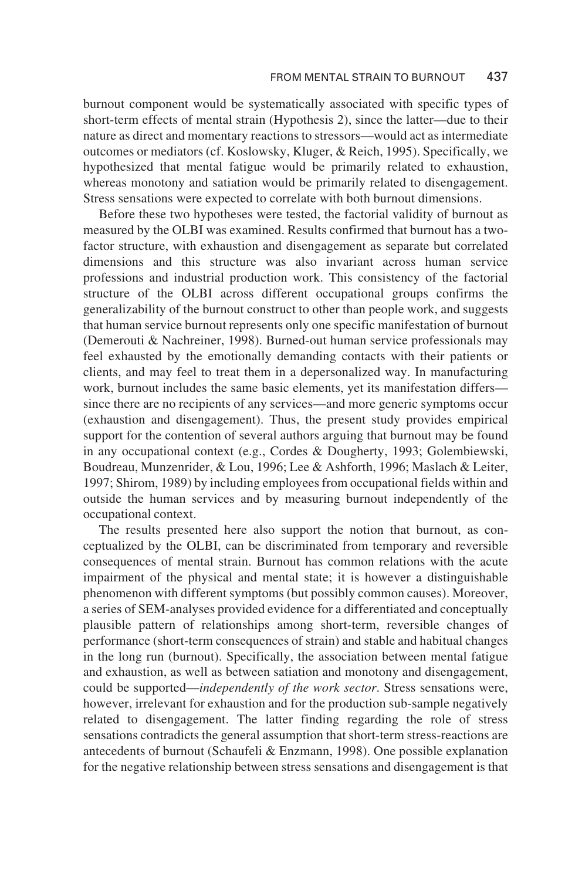burnout component would be systematically associated with specific types of short-term effects of mental strain (Hypothesis 2), since the latter—due to their nature as direct and momentary reactions to stressors—would act as intermediate outcomes or mediators (cf. Koslowsky, Kluger, & Reich, 1995). Specifically, we hypothesized that mental fatigue would be primarily related to exhaustion, whereas monotony and satiation would be primarily related to disengagement. Stress sensations were expected to correlate with both burnout dimensions.

Before these two hypotheses were tested, the factorial validity of burnout as measured by the OLBI was examined. Results confirmed that burnout has a two-factor structure, with exhaustion and disengagement as separate but correlated dimensions and this structure was also invariant across human service professions and industrial production work. This consistency of the factorial structure of the OLBI across different occupational groups confirms the generalizability of the burnout construct to other than people work, and suggests that human service burnout represents only one specific manifestation of burnout (Demerouti & Nachreiner, 1998). Burned-out human service professionals may feel exhausted by the emotionally demanding contacts with their patients or clients, and may feel to treat them in a depersonalized way. In manufacturing work, burnout includes the same basic elements, yet its manifestation differs—since there are no recipients of any services—and more generic symptoms occur (exhaustion and disengagement). Thus, the present study provides empirical support for the contention of several authors arguing that burnout may be found in any occupational context (e.g., Cordes & Dougherty, 1993; Golembiewski, Boudreau, Munzenrider, & Lou, 1996; Lee & Ashforth, 1996; Maslach & Leiter, 1997; Shirom, 1989) by including employees from occupational fields within and outside the human services and by measuring burnout independently of the occupational context.

The results presented here also support the notion that burnout, as conceptualized by the OLBI, can be discriminated from temporary and reversible consequences of mental strain. Burnout has common relations with the acute impairment of the physical and mental state; it is however a distinguishable phenomenon with different symptoms (but possibly common causes). Moreover, a series of SEM-analyses provided evidence for a differentiated and conceptually plausible pattern of relationships among short-term, reversible changes of performance (short-term consequences of strain) and stable and habitual changes in the long run (burnout). Specifically, the association between mental fatigue and exhaustion, as well as between satiation and monotony and disengagement, could be supported—*independently of the work sector*. Stress sensations were, however, irrelevant for exhaustion and for the production sub-sample negatively related to disengagement. The latter finding regarding the role of stress sensations contradicts the general assumption that short-term stress-reactions are antecedents of burnout (Schaufeli & Enzmann, 1998). One possible explanation for the negative relationship between stress sensations and disengagement is that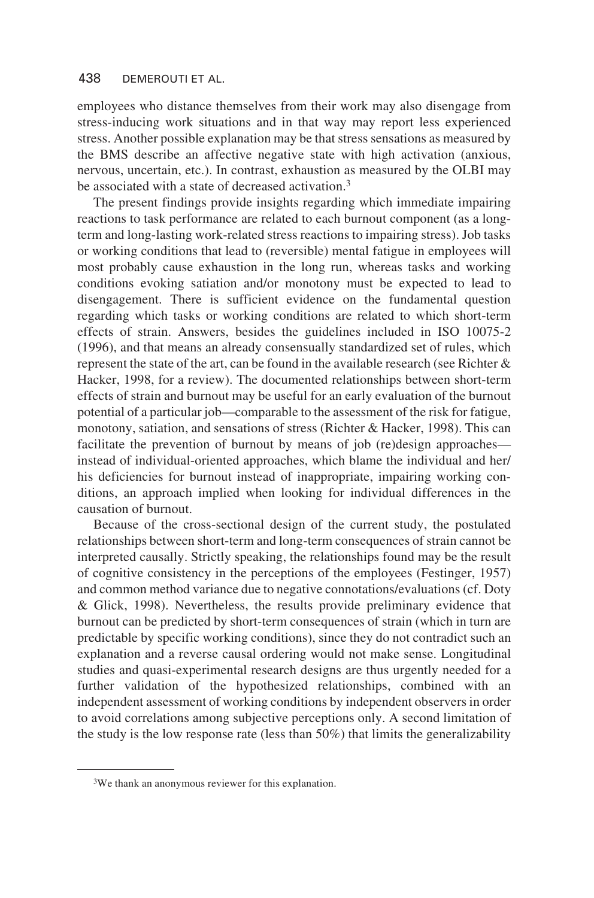employees who distance themselves from their work may also disengage from stress-inducing work situations and in that way may report less experienced stress. Another possible explanation may be that stress sensations as measured by the BMS describe an affective negative state with high activation (anxious, nervous, uncertain, etc.). In contrast, exhaustion as measured by the OLBI may be associated with a state of decreased activation.[3]

The present findings provide insights regarding which immediate impairing reactions to task performance are related to each burnout component (as a long-term and long-lasting work-related stress reactions to impairing stress). Job tasks or working conditions that lead to (reversible) mental fatigue in employees will most probably cause exhaustion in the long run, whereas tasks and working conditions evoking satiation and/or monotony must be expected to lead to disengagement. There is sufficient evidence on the fundamental question regarding which tasks or working conditions are related to which short-term effects of strain. Answers, besides the guidelines included in ISO 10075-2 (1996), and that means an already consensually standardized set of rules, which represent the state of the art, can be found in the available research (see Richter & Hacker, 1998, for a review). The documented relationships between short-term effects of strain and burnout may be useful for an early evaluation of the burnout potential of a particular job—comparable to the assessment of the risk for fatigue, monotony, satiation, and sensations of stress (Richter & Hacker, 1998). This can facilitate the prevention of burnout by means of job (re)design approaches—instead of individual-oriented approaches, which blame the individual and her/his deficiencies for burnout instead of inappropriate, impairing working conditions, an approach implied when looking for individual differences in the causation of burnout.

Because of the cross-sectional design of the current study, the postulated relationships between short-term and long-term consequences of strain cannot be interpreted causally. Strictly speaking, the relationships found may be the result of cognitive consistency in the perceptions of the employees (Festinger, 1957) and common method variance due to negative connotations/evaluations (cf. Doty & Glick, 1998). Nevertheless, the results provide preliminary evidence that burnout can be predicted by short-term consequences of strain (which in turn are predictable by specific working conditions), since they do not contradict such an explanation and a reverse causal ordering would not make sense. Longitudinal studies and quasi-experimental research designs are thus urgently needed for a further validation of the hypothesized relationships, combined with an independent assessment of working conditions by independent observers in order to avoid correlations among subjective perceptions only. A second limitation of the study is the low response rate (less than 50%) that limits the generalizability

[3]We thank an anonymous reviewer for this explanation.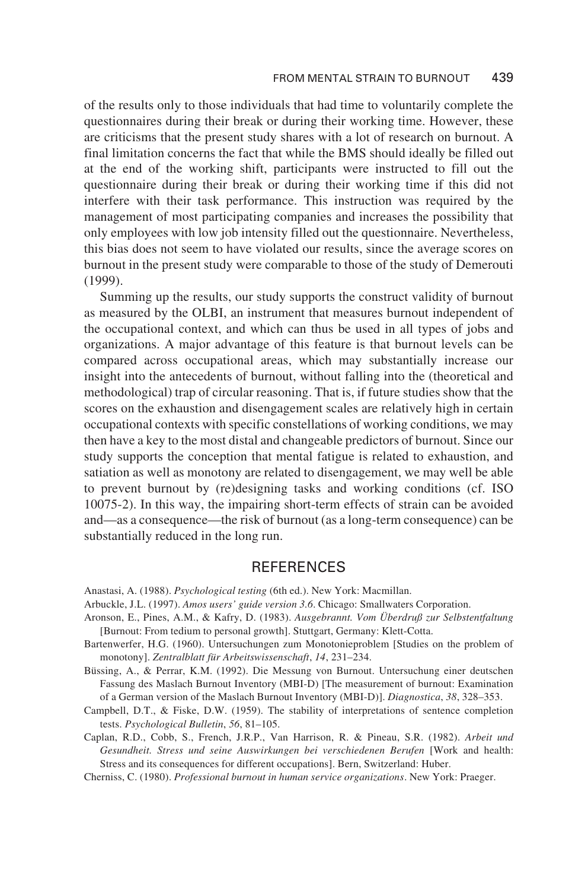of the results only to those individuals that had time to voluntarily complete the questionnaires during their break or during their working time. However, these are criticisms that the present study shares with a lot of research on burnout. A final limitation concerns the fact that while the BMS should ideally be filled out at the end of the working shift, participants were instructed to fill out the questionnaire during their break or during their working time if this did not interfere with their task performance. This instruction was required by the management of most participating companies and increases the possibility that only employees with low job intensity filled out the questionnaire. Nevertheless, this bias does not seem to have violated our results, since the average scores on burnout in the present study were comparable to those of the study of Demerouti (1999).

Summing up the results, our study supports the construct validity of burnout as measured by the OLBI, an instrument that measures burnout independent of the occupational context, and which can thus be used in all types of jobs and organizations. A major advantage of this feature is that burnout levels can be compared across occupational areas, which may substantially increase our insight into the antecedents of burnout, without falling into the (theoretical and methodological) trap of circular reasoning. That is, if future studies show that the scores on the exhaustion and disengagement scales are relatively high in certain occupational contexts with specific constellations of working conditions, we may then have a key to the most distal and changeable predictors of burnout. Since our study supports the conception that mental fatigue is related to exhaustion, and satiation as well as monotony are related to disengagement, we may well be able to prevent burnout by (re)designing tasks and working conditions (cf. ISO 10075-2). In this way, the impairing short-term effects of strain can be avoided and—as a consequence—the risk of burnout (as a long-term consequence) can be substantially reduced in the long run.

## REFERENCES

Anastasi, A. (1988). *Psychological testing* (6th ed.). New York: Macmillan.

Arbuckle, J.L. (1997). *Amos users' guide version 3.6*. Chicago: Smallwaters Corporation.

Aronson, E., Pines, A.M., & Kafry, D. (1983). *Ausgebrannt. Vom Überdruß zur Selbstentfaltung* [Burnout: From tedium to personal growth]. Stuttgart, Germany: Klett-Cotta.

Bartenwerfer, H.G. (1960). Untersuchungen zum Monotonieproblem [Studies on the problem of monotony]. *Zentralblatt für Arbeitswissenschaft*, *14*, 231–234.

Büssing, A., & Perrar, K.M. (1992). Die Messung von Burnout. Untersuchung einer deutschen Fassung des Maslach Burnout Inventory (MBI-D) [The measurement of burnout: Examination of a German version of the Maslach Burnout Inventory (MBI-D)]. *Diagnostica*, *38*, 328–353.

Campbell, D.T., & Fiske, D.W. (1959). The stability of interpretations of sentence completion tests. *Psychological Bulletin*, *56*, 81–105.

Caplan, R.D., Cobb, S., French, J.R.P., Van Harrison, R. & Pineau, S.R. (1982). *Arbeit und Gesundheit. Stress und seine Auswirkungen bei verschiedenen Berufen* [Work and health: Stress and its consequences for different occupations]. Bern, Switzerland: Huber.

Cherniss, C. (1980). *Professional burnout in human service organizations*. New York: Praeger.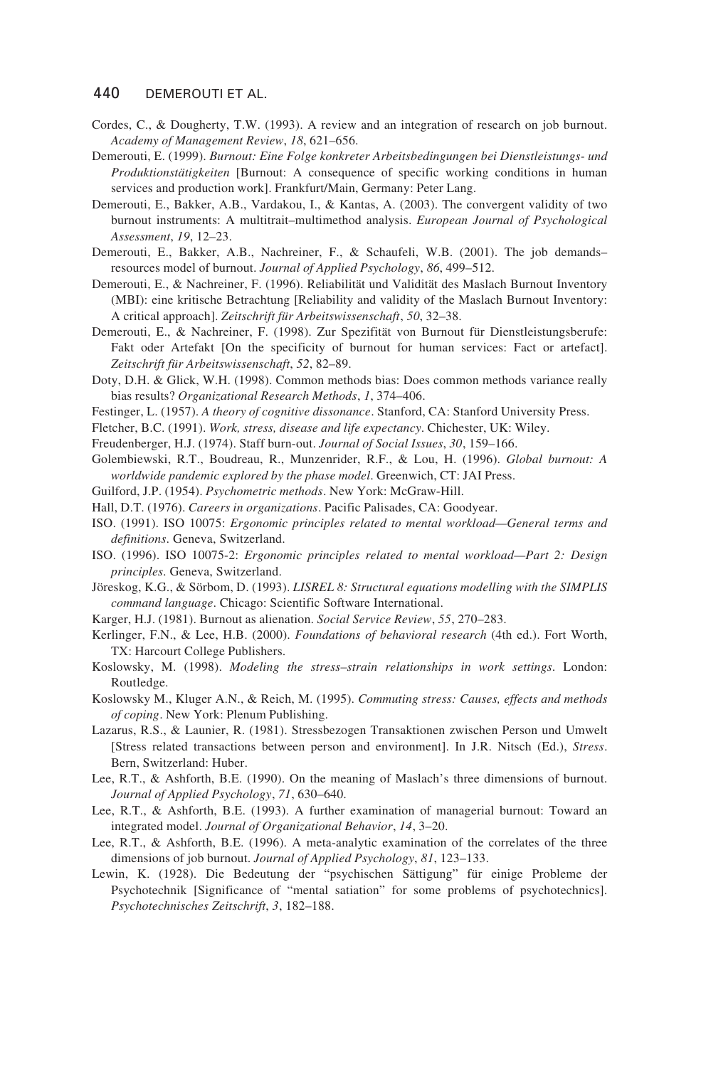Cordes, C., & Dougherty, T.W. (1993). A review and an integration of research on job burnout. *Academy of Management Review*, *18*, 621–656.

Demerouti, E. (1999). *Burnout: Eine Folge konkreter Arbeitsbedingungen bei Dienstleistungs- und Produktionstätigkeiten* [Burnout: A consequence of specific working conditions in human services and production work]. Frankfurt/Main, Germany: Peter Lang.

Demerouti, E., Bakker, A.B., Vardakou, I., & Kantas, A. (2003). The convergent validity of two burnout instruments: A multitrait–multimethod analysis. *European Journal of Psychological Assessment*, *19*, 12–23.

Demerouti, E., Bakker, A.B., Nachreiner, F., & Schaufeli, W.B. (2001). The job demands–resources model of burnout. *Journal of Applied Psychology*, *86*, 499–512.

Demerouti, E., & Nachreiner, F. (1996). Reliabilität und Validität des Maslach Burnout Inventory (MBI): eine kritische Betrachtung [Reliability and validity of the Maslach Burnout Inventory: A critical approach]. *Zeitschrift für Arbeitswissenschaft*, *50*, 32–38.

Demerouti, E., & Nachreiner, F. (1998). Zur Spezifität von Burnout für Dienstleistungsberufe: Fakt oder Artefakt [On the specificity of burnout for human services: Fact or artefact]. *Zeitschrift für Arbeitswissenschaft*, *52*, 82–89.

Doty, D.H. & Glick, W.H. (1998). Common methods bias: Does common methods variance really bias results? *Organizational Research Methods*, *1*, 374–406.

Festinger, L. (1957). *A theory of cognitive dissonance*. Stanford, CA: Stanford University Press.

Fletcher, B.C. (1991). *Work, stress, disease and life expectancy*. Chichester, UK: Wiley.

Freudenberger, H.J. (1974). Staff burn-out. *Journal of Social Issues*, *30*, 159–166.

Golembiewski, R.T., Boudreau, R., Munzenrider, R.F., & Lou, H. (1996). *Global burnout: A worldwide pandemic explored by the phase model*. Greenwich, CT: JAI Press.

Guilford, J.P. (1954). *Psychometric methods*. New York: McGraw-Hill.

Hall, D.T. (1976). *Careers in organizations*. Pacific Palisades, CA: Goodyear.

ISO. (1991). ISO 10075: *Ergonomic principles related to mental workload—General terms and definitions*. Geneva, Switzerland.

ISO. (1996). ISO 10075-2: *Ergonomic principles related to mental workload—Part 2: Design principles*. Geneva, Switzerland.

Jöreskog, K.G., & Sörbom, D. (1993). *LISREL 8: Structural equations modelling with the SIMPLIS command language*. Chicago: Scientific Software International.

Karger, H.J. (1981). Burnout as alienation. *Social Service Review*, *55*, 270–283.

Kerlinger, F.N., & Lee, H.B. (2000). *Foundations of behavioral research* (4th ed.). Fort Worth, TX: Harcourt College Publishers.

Koslowsky, M. (1998). *Modeling the stress–strain relationships in work settings*. London: Routledge.

Koslowsky M., Kluger A.N., & Reich, M. (1995). *Commuting stress: Causes, effects and methods of coping*. New York: Plenum Publishing.

Lazarus, R.S., & Launier, R. (1981). Stressbezogen Transaktionen zwischen Person und Umwelt [Stress related transactions between person and environment]. In J.R. Nitsch (Ed.), *Stress*. Bern, Switzerland: Huber.

Lee, R.T., & Ashforth, B.E. (1990). On the meaning of Maslach's three dimensions of burnout. *Journal of Applied Psychology*, *71*, 630–640.

Lee, R.T., & Ashforth, B.E. (1993). A further examination of managerial burnout: Toward an integrated model. *Journal of Organizational Behavior*, *14*, 3–20.

Lee, R.T., & Ashforth, B.E. (1996). A meta-analytic examination of the correlates of the three dimensions of job burnout. *Journal of Applied Psychology*, *81*, 123–133.

Lewin, K. (1928). Die Bedeutung der "psychischen Sättigung" für einige Probleme der Psychotechnik [Significance of "mental satiation" for some problems of psychotechnics]. *Psychotechnisches Zeitschrift*, *3*, 182–188.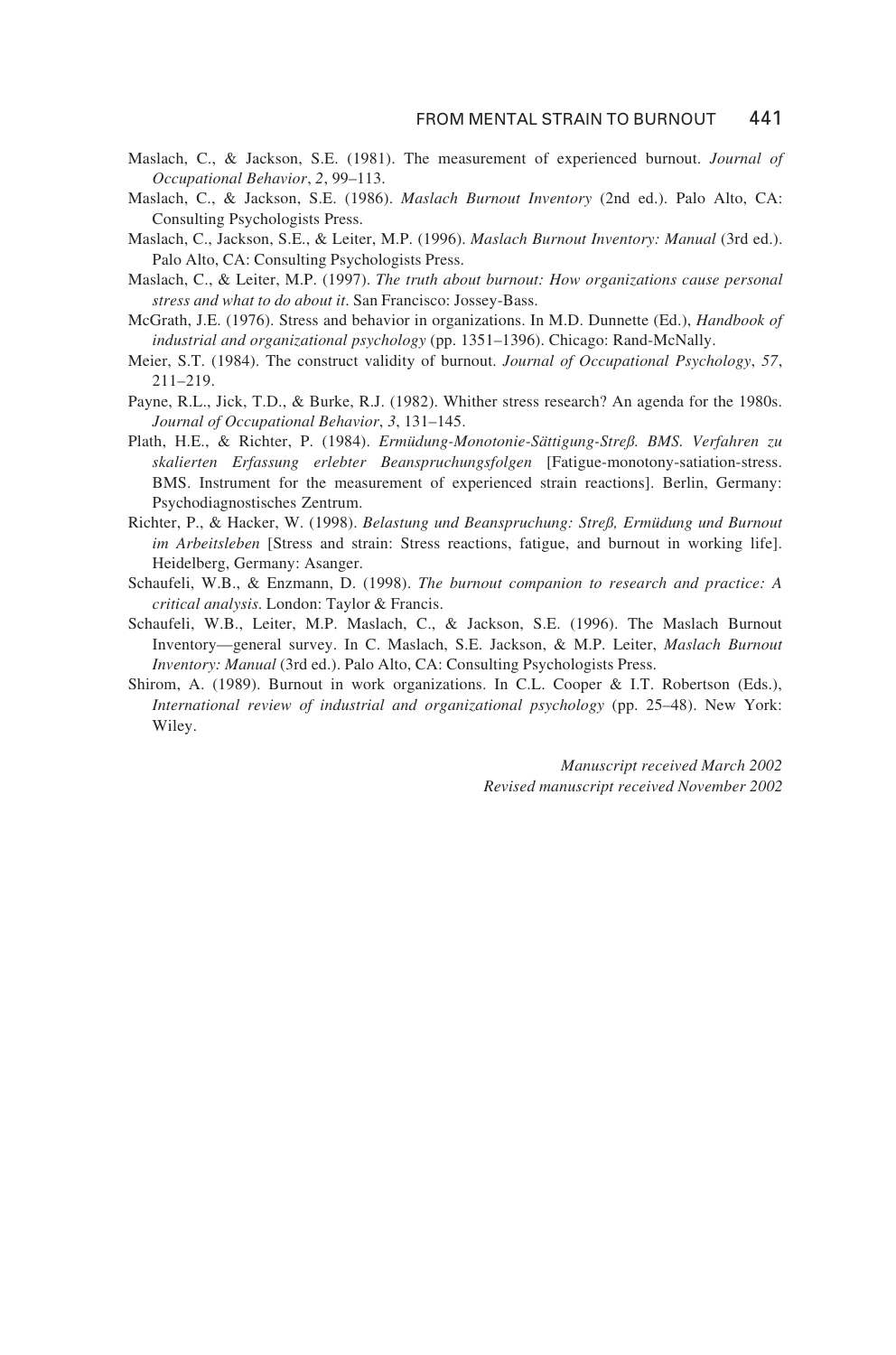Maslach, C., & Jackson, S.E. (1981). The measurement of experienced burnout. *Journal of Occupational Behavior*, *2*, 99–113.

Maslach, C., & Jackson, S.E. (1986). *Maslach Burnout Inventory* (2nd ed.). Palo Alto, CA: Consulting Psychologists Press.

Maslach, C., Jackson, S.E., & Leiter, M.P. (1996). *Maslach Burnout Inventory: Manual* (3rd ed.). Palo Alto, CA: Consulting Psychologists Press.

Maslach, C., & Leiter, M.P. (1997). *The truth about burnout: How organizations cause personal stress and what to do about it*. San Francisco: Jossey-Bass.

McGrath, J.E. (1976). Stress and behavior in organizations. In M.D. Dunnette (Ed.), *Handbook of industrial and organizational psychology* (pp. 1351–1396). Chicago: Rand-McNally.

Meier, S.T. (1984). The construct validity of burnout. *Journal of Occupational Psychology*, *57*, 211–219.

Payne, R.L., Jick, T.D., & Burke, R.J. (1982). Whither stress research? An agenda for the 1980s. *Journal of Occupational Behavior*, *3*, 131–145.

Plath, H.E., & Richter, P. (1984). *Ermüdung-Monotonie-Sättigung-Streß. BMS. Verfahren zu skalierten Erfassung erlebter Beanspruchungsfolgen* [Fatigue-monotony-satiation-stress. BMS. Instrument for the measurement of experienced strain reactions]. Berlin, Germany: Psychodiagnostisches Zentrum.

Richter, P., & Hacker, W. (1998). *Belastung und Beanspruchung: Streß, Ermüdung und Burnout im Arbeitsleben* [Stress and strain: Stress reactions, fatigue, and burnout in working life]. Heidelberg, Germany: Asanger.

Schaufeli, W.B., & Enzmann, D. (1998). *The burnout companion to research and practice: A critical analysis*. London: Taylor & Francis.

Schaufeli, W.B., Leiter, M.P. Maslach, C., & Jackson, S.E. (1996). The Maslach Burnout Inventory—general survey. In C. Maslach, S.E. Jackson, & M.P. Leiter, *Maslach Burnout Inventory: Manual* (3rd ed.). Palo Alto, CA: Consulting Psychologists Press.

Shirom, A. (1989). Burnout in work organizations. In C.L. Cooper & I.T. Robertson (Eds.), *International review of industrial and organizational psychology* (pp. 25–48). New York: Wiley.

*Manuscript received March 2002*
*Revised manuscript received November 2002*